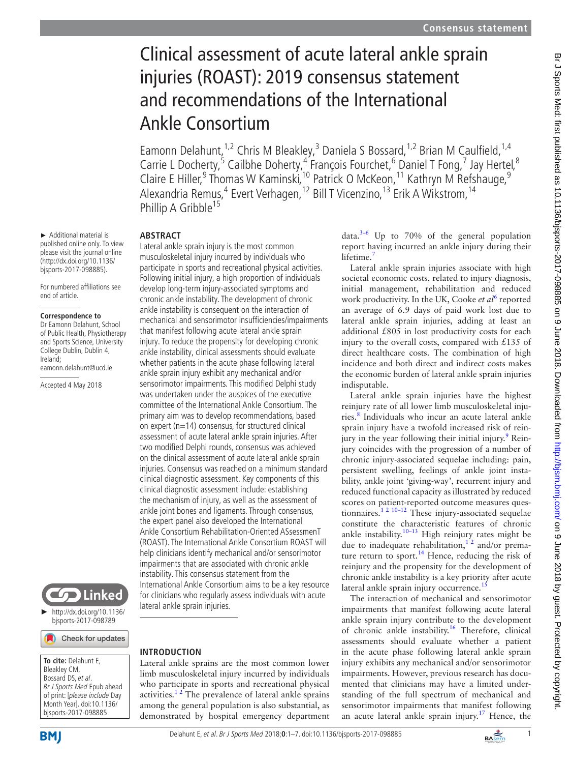# Clinical assessment of acute lateral ankle sprain injuries (ROAST): 2019 consensus statement and recommendations of the International Ankle Consortium

Eamonn Delahunt,[1,2] Chris M Bleakley,[3] Daniela S Bossard,[1,2] Brian M Caulfield,[1,4] Carrie L Docherty,[5] Cailbhe Doherty,[4] François Fourchet,[6] Daniel T Fong,[7] Jay Hertel,[8] Claire E Hiller,[9] Thomas W Kaminski,[10] Patrick O McKeon,[11] Kathryn M Refshauge,[9] Alexandria Remus,[4] Evert Verhagen,[12] Bill T Vicenzino,[13] Erik A Wikstrom,[14] Phillip A Gribble[15]

► Additional material is published online only. To view please visit the journal online (http://dx.doi.org/10.1136/bjsports-2017-098885).

For numbered affiliations see end of article.

**Correspondence to**
Dr Eamonn Delahunt, School of Public Health, Physiotherapy and Sports Science, University College Dublin, Dublin 4, Ireland; eamonn.delahunt@ucd.ie

Accepted 4 May 2018

► http://dx.doi.org/10.1136/bjsports-2017-098789

**To cite:** Delahunt E, Bleakley CM, Bossard DS, *et al*. *Br J Sports Med* Epub ahead of print: [*please include* Day Month Year]. doi:10.1136/bjsports-2017-098885

## ABSTRACT

Lateral ankle sprain injury is the most common musculoskeletal injury incurred by individuals who participate in sports and recreational physical activities. Following initial injury, a high proportion of individuals develop long-term injury-associated symptoms and chronic ankle instability. The development of chronic ankle instability is consequent on the interaction of mechanical and sensorimotor insufficiencies/impairments that manifest following acute lateral ankle sprain injury. To reduce the propensity for developing chronic ankle instability, clinical assessments should evaluate whether patients in the acute phase following lateral ankle sprain injury exhibit any mechanical and/or sensorimotor impairments. This modified Delphi study was undertaken under the auspices of the executive committee of the International Ankle Consortium. The primary aim was to develop recommendations, based on expert (n=14) consensus, for structured clinical assessment of acute lateral ankle sprain injuries. After two modified Delphi rounds, consensus was achieved on the clinical assessment of acute lateral ankle sprain injuries. Consensus was reached on a minimum standard clinical diagnostic assessment. Key components of this clinical diagnostic assessment include: establishing the mechanism of injury, as well as the assessment of ankle joint bones and ligaments. Through consensus, the expert panel also developed the International Ankle Consortium Rehabilitation-Oriented ASsessmenT (ROAST). The International Ankle Consortium ROAST will help clinicians identify mechanical and/or sensorimotor impairments that are associated with chronic ankle instability. This consensus statement from the International Ankle Consortium aims to be a key resource for clinicians who regularly assess individuals with acute lateral ankle sprain injuries.

## INTRODUCTION

Lateral ankle sprains are the most common lower limb musculoskeletal injury incurred by individuals who participate in sports and recreational physical activities.[1 2] The prevalence of lateral ankle sprains among the general population is also substantial, as demonstrated by hospital emergency department data.[3–6] Up to 70% of the general population report having incurred an ankle injury during their lifetime.[7]

Lateral ankle sprain injuries associate with high societal economic costs, related to injury diagnosis, initial management, rehabilitation and reduced work productivity. In the UK, Cooke *et al*[6] reported an average of 6.9 days of paid work lost due to lateral ankle sprain injuries, adding at least an additional £805 in lost productivity costs for each injury to the overall costs, compared with £135 of direct healthcare costs. The combination of high incidence and both direct and indirect costs makes the economic burden of lateral ankle sprain injuries indisputable.

Lateral ankle sprain injuries have the highest reinjury rate of all lower limb musculoskeletal injuries.[8] Individuals who incur an acute lateral ankle sprain injury have a twofold increased risk of reinjury in the year following their initial injury.[9] Reinjury coincides with the progression of a number of chronic injury-associated sequelae including: pain, persistent swelling, feelings of ankle joint instability, ankle joint 'giving-way', recurrent injury and reduced functional capacity as illustrated by reduced scores on patient-reported outcome measures questionnaires.[1 2 10–12] These injury-associated sequelae constitute the characteristic features of chronic ankle instability.[10–13] High reinjury rates might be due to inadequate rehabilitation,[1 2] and/or premature return to sport.[14] Hence, reducing the risk of reinjury and the propensity for the development of chronic ankle instability is a key priority after acute lateral ankle sprain injury occurrence.[15]

The interaction of mechanical and sensorimotor impairments that manifest following acute lateral ankle sprain injury contribute to the development of chronic ankle instability.[16] Therefore, clinical assessments should evaluate whether a patient in the acute phase following lateral ankle sprain injury exhibits any mechanical and/or sensorimotor impairments. However, previous research has documented that clinicians may have a limited understanding of the full spectrum of mechanical and sensorimotor impairments that manifest following an acute lateral ankle sprain injury.[17] Hence, the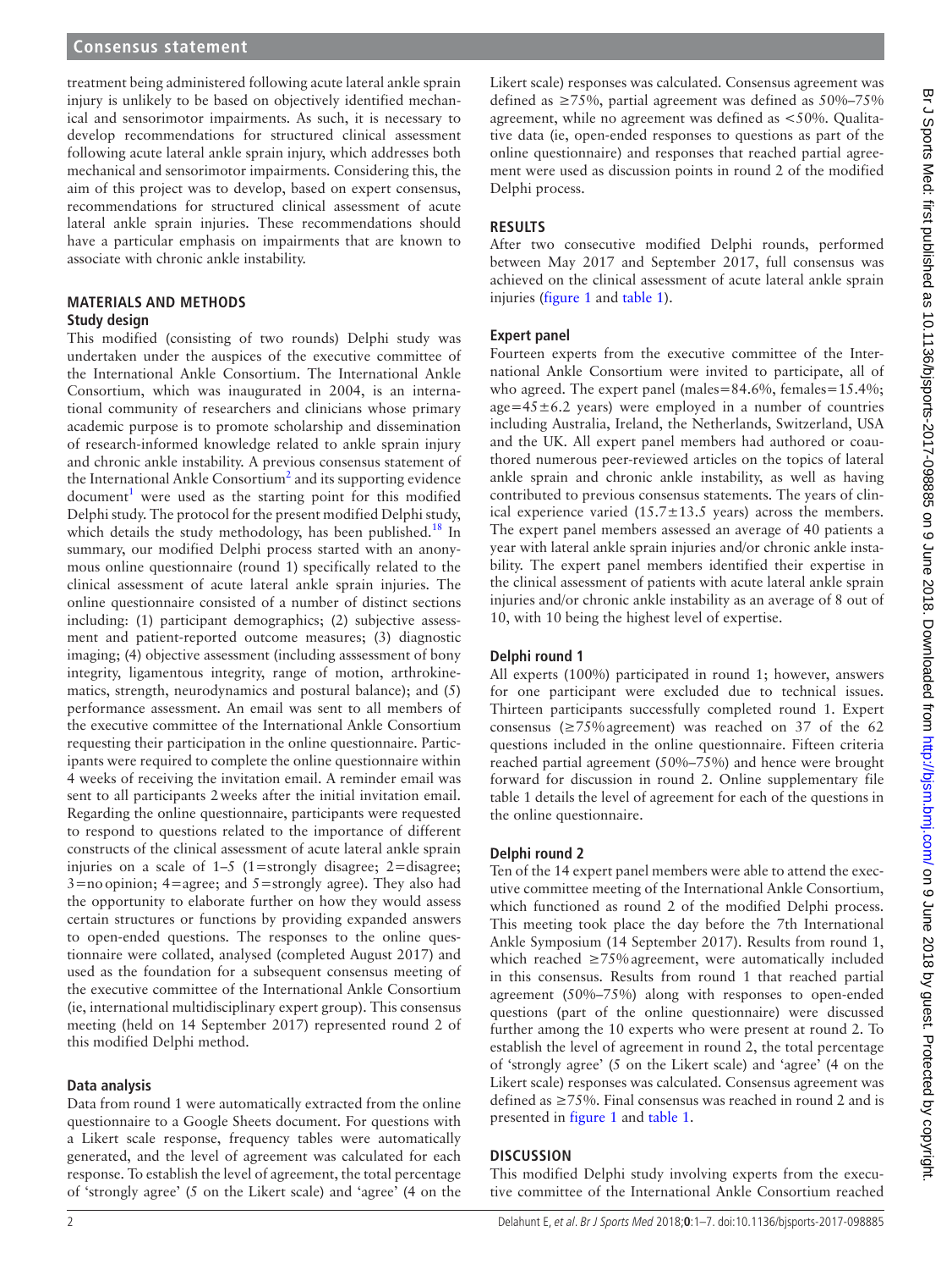treatment being administered following acute lateral ankle sprain injury is unlikely to be based on objectively identified mechanical and sensorimotor impairments. As such, it is necessary to develop recommendations for structured clinical assessment following acute lateral ankle sprain injury, which addresses both mechanical and sensorimotor impairments. Considering this, the aim of this project was to develop, based on expert consensus, recommendations for structured clinical assessment of acute lateral ankle sprain injuries. These recommendations should have a particular emphasis on impairments that are known to associate with chronic ankle instability.

## MATERIALS AND METHODS

### Study design

This modified (consisting of two rounds) Delphi study was undertaken under the auspices of the executive committee of the International Ankle Consortium. The International Ankle Consortium, which was inaugurated in 2004, is an international community of researchers and clinicians whose primary academic purpose is to promote scholarship and dissemination of research-informed knowledge related to ankle sprain injury and chronic ankle instability. A previous consensus statement of the International Ankle Consortium[2] and its supporting evidence document[1] were used as the starting point for this modified Delphi study. The protocol for the present modified Delphi study, which details the study methodology, has been published.[18] In summary, our modified Delphi process started with an anonymous online questionnaire (round 1) specifically related to the clinical assessment of acute lateral ankle sprain injuries. The online questionnaire consisted of a number of distinct sections including: (1) participant demographics; (2) subjective assessment and patient-reported outcome measures; (3) diagnostic imaging; (4) objective assessment (including asssessment of bony integrity, ligamentous integrity, range of motion, arthrokinematics, strength, neurodynamics and postural balance); and (5) performance assessment. An email was sent to all members of the executive committee of the International Ankle Consortium requesting their participation in the online questionnaire. Participants were required to complete the online questionnaire within 4 weeks of receiving the invitation email. A reminder email was sent to all participants 2 weeks after the initial invitation email. Regarding the online questionnaire, participants were requested to respond to questions related to the importance of different constructs of the clinical assessment of acute lateral ankle sprain injuries on a scale of 1–5 (1=strongly disagree; 2=disagree; 3=no opinion; 4=agree; and 5=strongly agree). They also had the opportunity to elaborate further on how they would assess certain structures or functions by providing expanded answers to open-ended questions. The responses to the online questionnaire were collated, analysed (completed August 2017) and used as the foundation for a subsequent consensus meeting of the executive committee of the International Ankle Consortium (ie, international multidisciplinary expert group). This consensus meeting (held on 14 September 2017) represented round 2 of this modified Delphi method.

### Data analysis

Data from round 1 were automatically extracted from the online questionnaire to a Google Sheets document. For questions with a Likert scale response, frequency tables were automatically generated, and the level of agreement was calculated for each response. To establish the level of agreement, the total percentage of 'strongly agree' (5 on the Likert scale) and 'agree' (4 on the Likert scale) responses was calculated. Consensus agreement was defined as ≥75%, partial agreement was defined as 50%–75% agreement, while no agreement was defined as <50%. Qualitative data (ie, open-ended responses to questions as part of the online questionnaire) and responses that reached partial agreement were used as discussion points in round 2 of the modified Delphi process.

## RESULTS

After two consecutive modified Delphi rounds, performed between May 2017 and September 2017, full consensus was achieved on the clinical assessment of acute lateral ankle sprain injuries (figure 1 and table 1).

### Expert panel

Fourteen experts from the executive committee of the International Ankle Consortium were invited to participate, all of who agreed. The expert panel (males=84.6%, females=15.4%; age=45±6.2 years) were employed in a number of countries including Australia, Ireland, the Netherlands, Switzerland, USA and the UK. All expert panel members had authored or coauthored numerous peer-reviewed articles on the topics of lateral ankle sprain and chronic ankle instability, as well as having contributed to previous consensus statements. The years of clinical experience varied (15.7±13.5 years) across the members. The expert panel members assessed an average of 40 patients a year with lateral ankle sprain injuries and/or chronic ankle instability. The expert panel members identified their expertise in the clinical assessment of patients with acute lateral ankle sprain injuries and/or chronic ankle instability as an average of 8 out of 10, with 10 being the highest level of expertise.

### Delphi round 1

All experts (100%) participated in round 1; however, answers for one participant were excluded due to technical issues. Thirteen participants successfully completed round 1. Expert consensus (≥75% agreement) was reached on 37 of the 62 questions included in the online questionnaire. Fifteen criteria reached partial agreement (50%–75%) and hence were brought forward for discussion in round 2. Online supplementary file table 1 details the level of agreement for each of the questions in the online questionnaire.

### Delphi round 2

Ten of the 14 expert panel members were able to attend the executive committee meeting of the International Ankle Consortium, which functioned as round 2 of the modified Delphi process. This meeting took place the day before the 7th International Ankle Symposium (14 September 2017). Results from round 1, which reached ≥75% agreement, were automatically included in this consensus. Results from round 1 that reached partial agreement (50%–75%) along with responses to open-ended questions (part of the online questionnaire) were discussed further among the 10 experts who were present at round 2. To establish the level of agreement in round 2, the total percentage of 'strongly agree' (5 on the Likert scale) and 'agree' (4 on the Likert scale) responses was calculated. Consensus agreement was defined as ≥75%. Final consensus was reached in round 2 and is presented in figure 1 and table 1.

## DISCUSSION

This modified Delphi study involving experts from the executive committee of the International Ankle Consortium reached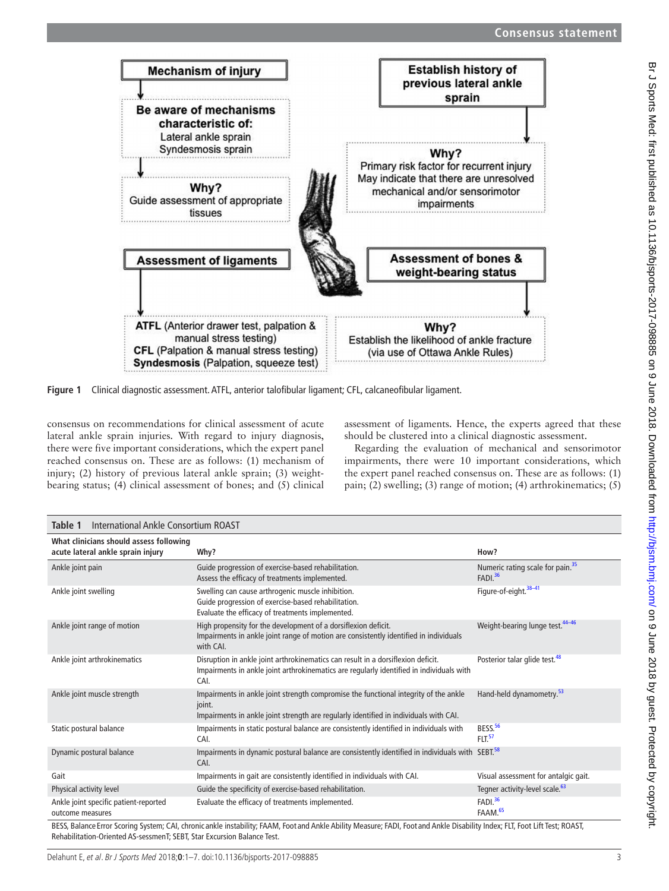Mechanism of injury

Be aware of mechanisms characteristic of:
Lateral ankle sprain
Syndesmosis sprain

Why?
Guide assessment of appropriate tissues

Establish history of previous lateral ankle sprain

Why?
Primary risk factor for recurrent injury
May indicate that there are unresolved mechanical and/or sensorimotor impairments

Assessment of ligaments

**ATFL** (Anterior drawer test, palpation & manual stress testing)
**CFL** (Palpation & manual stress testing)
**Syndesmosis** (Palpation, squeeze test)

Assessment of bones & weight-bearing status

Why?
Establish the likelihood of ankle fracture (via use of Ottawa Ankle Rules)

**Figure 1** Clinical diagnostic assessment. ATFL, anterior talofibular ligament; CFL, calcaneofibular ligament.

consensus on recommendations for clinical assessment of acute lateral ankle sprain injuries. With regard to injury diagnosis, there were five important considerations, which the expert panel reached consensus on. These are as follows: (1) mechanism of injury; (2) history of previous lateral ankle sprain; (3) weight-bearing status; (4) clinical assessment of bones; and (5) clinical assessment of ligaments. Hence, the experts agreed that these should be clustered into a clinical diagnostic assessment.

Regarding the evaluation of mechanical and sensorimotor impairments, there were 10 important considerations, which the expert panel reached consensus on. These are as follows: (1) pain; (2) swelling; (3) range of motion; (4) arthrokinematics; (5)

**Table 1** International Ankle Consortium ROAST

| What clinicians should assess following acute lateral ankle sprain injury | Why? | How? |
|---|---|---|
| Ankle joint pain | Guide progression of exercise-based rehabilitation.<br>Assess the efficacy of treatments implemented. | Numeric rating scale for pain.[35]<br>FADI.[36] |
| Ankle joint swelling | Swelling can cause arthrogenic muscle inhibition.<br>Guide progression of exercise-based rehabilitation.<br>Evaluate the efficacy of treatments implemented. | Figure-of-eight.[38–41] |
| Ankle joint range of motion | High propensity for the development of a dorsiflexion deficit.<br>Impairments in ankle joint range of motion are consistently identified in individuals with CAI. | Weight-bearing lunge test.[44–46] |
| Ankle joint arthrokinematics | Disruption in ankle joint arthrokinematics can result in a dorsiflexion deficit.<br>Impairments in ankle joint arthrokinematics are regularly identified in individuals with CAI. | Posterior talar glide test.[48] |
| Ankle joint muscle strength | Impairments in ankle joint strength compromise the functional integrity of the ankle joint.<br>Impairments in ankle joint strength are regularly identified in individuals with CAI. | Hand-held dynamometry.[53] |
| Static postural balance | Impairments in static postural balance are consistently identified in individuals with CAI. | BESS.[56]<br>FLT.[57] |
| Dynamic postural balance | Impairments in dynamic postural balance are consistently identified in individuals with CAI. | SEBT.[58] |
| Gait | Impairments in gait are consistently identified in individuals with CAI. | Visual assessment for antalgic gait. |
| Physical activity level | Guide the specificity of exercise-based rehabilitation. | Tegner activity-level scale.[63] |
| Ankle joint specific patient-reported outcome measures | Evaluate the efficacy of treatments implemented. | FADI.[36]<br>FAAM.[65] |

BESS, Balance Error Scoring System; CAI, chronic ankle instability; FAAM, Foot and Ankle Ability Measure; FADI, Foot and Ankle Disability Index; FLT, Foot Lift Test; ROAST, Rehabilitation-Oriented AS-sessmenT; SEBT, Star Excursion Balance Test.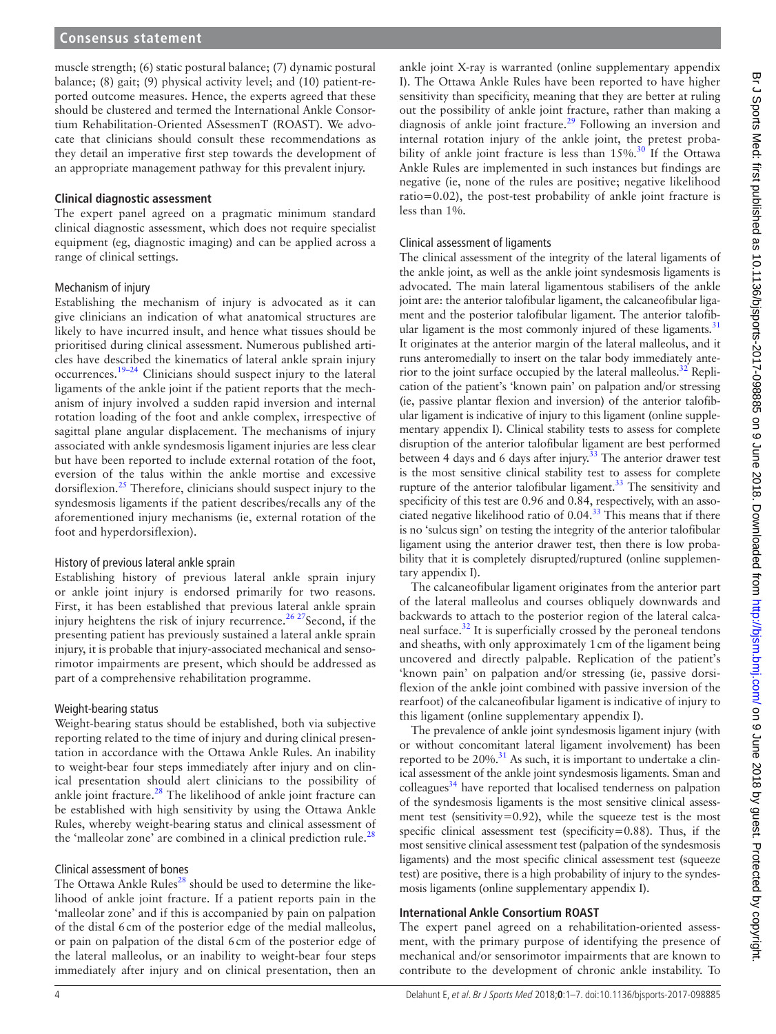muscle strength; (6) static postural balance; (7) dynamic postural balance; (8) gait; (9) physical activity level; and (10) patient-reported outcome measures. Hence, the experts agreed that these should be clustered and termed the International Ankle Consortium Rehabilitation-Oriented ASsessmenT (ROAST). We advocate that clinicians should consult these recommendations as they detail an imperative first step towards the development of an appropriate management pathway for this prevalent injury.

## Clinical diagnostic assessment

The expert panel agreed on a pragmatic minimum standard clinical diagnostic assessment, which does not require specialist equipment (eg, diagnostic imaging) and can be applied across a range of clinical settings.

### Mechanism of injury

Establishing the mechanism of injury is advocated as it can give clinicians an indication of what anatomical structures are likely to have incurred insult, and hence what tissues should be prioritised during clinical assessment. Numerous published articles have described the kinematics of lateral ankle sprain injury occurrences.[19–24] Clinicians should suspect injury to the lateral ligaments of the ankle joint if the patient reports that the mechanism of injury involved a sudden rapid inversion and internal rotation loading of the foot and ankle complex, irrespective of sagittal plane angular displacement. The mechanisms of injury associated with ankle syndesmosis ligament injuries are less clear but have been reported to include external rotation of the foot, eversion of the talus within the ankle mortise and excessive dorsiflexion.[25] Therefore, clinicians should suspect injury to the syndesmosis ligaments if the patient describes/recalls any of the aforementioned injury mechanisms (ie, external rotation of the foot and hyperdorsiflexion).

### History of previous lateral ankle sprain

Establishing history of previous lateral ankle sprain injury or ankle joint injury is endorsed primarily for two reasons. First, it has been established that previous lateral ankle sprain injury heightens the risk of injury recurrence.[26 27] Second, if the presenting patient has previously sustained a lateral ankle sprain injury, it is probable that injury-associated mechanical and sensorimotor impairments are present, which should be addressed as part of a comprehensive rehabilitation programme.

### Weight-bearing status

Weight-bearing status should be established, both via subjective reporting related to the time of injury and during clinical presentation in accordance with the Ottawa Ankle Rules. An inability to weight-bear four steps immediately after injury and on clinical presentation should alert clinicians to the possibility of ankle joint fracture.[28] The likelihood of ankle joint fracture can be established with high sensitivity by using the Ottawa Ankle Rules, whereby weight-bearing status and clinical assessment of the 'malleolar zone' are combined in a clinical prediction rule.[28]

### Clinical assessment of bones

The Ottawa Ankle Rules[28] should be used to determine the likelihood of ankle joint fracture. If a patient reports pain in the 'malleolar zone' and if this is accompanied by pain on palpation of the distal 6 cm of the posterior edge of the medial malleolus, or pain on palpation of the distal 6 cm of the posterior edge of the lateral malleolus, or an inability to weight-bear four steps immediately after injury and on clinical presentation, then an ankle joint X-ray is warranted (online supplementary appendix I). The Ottawa Ankle Rules have been reported to have higher sensitivity than specificity, meaning that they are better at ruling out the possibility of ankle joint fracture, rather than making a diagnosis of ankle joint fracture.[29] Following an inversion and internal rotation injury of the ankle joint, the pretest probability of ankle joint fracture is less than 15%.[30] If the Ottawa Ankle Rules are implemented in such instances but findings are negative (ie, none of the rules are positive; negative likelihood ratio=0.02), the post-test probability of ankle joint fracture is less than 1%.

### Clinical assessment of ligaments

The clinical assessment of the integrity of the lateral ligaments of the ankle joint, as well as the ankle joint syndesmosis ligaments is advocated. The main lateral ligamentous stabilisers of the ankle joint are: the anterior talofibular ligament, the calcaneofibular ligament and the posterior talofibular ligament. The anterior talofibular ligament is the most commonly injured of these ligaments.[31] It originates at the anterior margin of the lateral malleolus, and it runs anteromedially to insert on the talar body immediately anterior to the joint surface occupied by the lateral malleolus.[32] Replication of the patient's 'known pain' on palpation and/or stressing (ie, passive plantar flexion and inversion) of the anterior talofibular ligament is indicative of injury to this ligament (online supplementary appendix I). Clinical stability tests to assess for complete disruption of the anterior talofibular ligament are best performed between 4 days and 6 days after injury.[33] The anterior drawer test is the most sensitive clinical stability test to assess for complete rupture of the anterior talofibular ligament.[33] The sensitivity and specificity of this test are 0.96 and 0.84, respectively, with an associated negative likelihood ratio of 0.04.[33] This means that if there is no 'sulcus sign' on testing the integrity of the anterior talofibular ligament using the anterior drawer test, then there is low probability that it is completely disrupted/ruptured (online supplementary appendix I).

The calcaneofibular ligament originates from the anterior part of the lateral malleolus and courses obliquely downwards and backwards to attach to the posterior region of the lateral calcaneal surface.[32] It is superficially crossed by the peroneal tendons and sheaths, with only approximately 1 cm of the ligament being uncovered and directly palpable. Replication of the patient's 'known pain' on palpation and/or stressing (ie, passive dorsiflexion of the ankle joint combined with passive inversion of the rearfoot) of the calcaneofibular ligament is indicative of injury to this ligament (online supplementary appendix I).

The prevalence of ankle joint syndesmosis ligament injury (with or without concomitant lateral ligament involvement) has been reported to be 20%.[31] As such, it is important to undertake a clinical assessment of the ankle joint syndesmosis ligaments. Sman and colleagues[34] have reported that localised tenderness on palpation of the syndesmosis ligaments is the most sensitive clinical assessment test (sensitivity=0.92), while the squeeze test is the most specific clinical assessment test (specificity=0.88). Thus, if the most sensitive clinical assessment test (palpation of the syndesmosis ligaments) and the most specific clinical assessment test (squeeze test) are positive, there is a high probability of injury to the syndesmosis ligaments (online supplementary appendix I).

## International Ankle Consortium ROAST

The expert panel agreed on a rehabilitation-oriented assessment, with the primary purpose of identifying the presence of mechanical and/or sensorimotor impairments that are known to contribute to the development of chronic ankle instability. To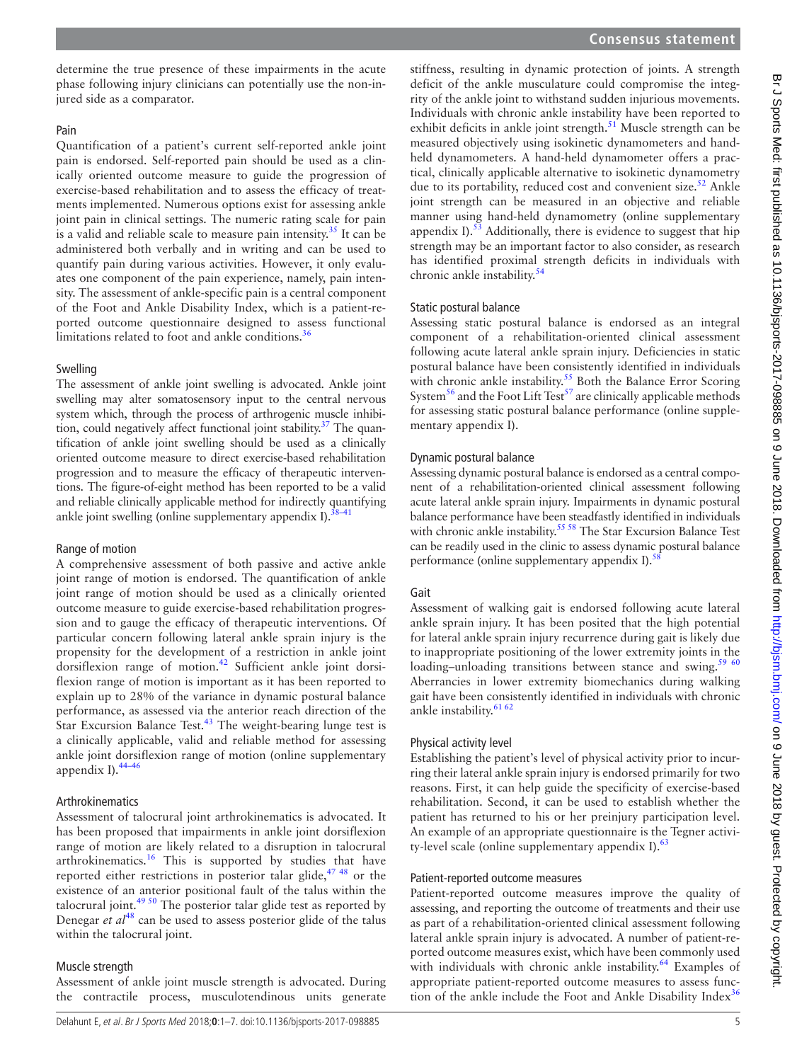determine the true presence of these impairments in the acute phase following injury clinicians can potentially use the non-injured side as a comparator.

### Pain

Quantification of a patient's current self-reported ankle joint pain is endorsed. Self-reported pain should be used as a clinically oriented outcome measure to guide the progression of exercise-based rehabilitation and to assess the efficacy of treatments implemented. Numerous options exist for assessing ankle joint pain in clinical settings. The numeric rating scale for pain is a valid and reliable scale to measure pain intensity.[35] It can be administered both verbally and in writing and can be used to quantify pain during various activities. However, it only evaluates one component of the pain experience, namely, pain intensity. The assessment of ankle-specific pain is a central component of the Foot and Ankle Disability Index, which is a patient-reported outcome questionnaire designed to assess functional limitations related to foot and ankle conditions.[36]

### Swelling

The assessment of ankle joint swelling is advocated. Ankle joint swelling may alter somatosensory input to the central nervous system which, through the process of arthrogenic muscle inhibition, could negatively affect functional joint stability.[37] The quantification of ankle joint swelling should be used as a clinically oriented outcome measure to direct exercise-based rehabilitation progression and to measure the efficacy of therapeutic interventions. The figure-of-eight method has been reported to be a valid and reliable clinically applicable method for indirectly quantifying ankle joint swelling (online supplementary appendix I).[38–41]

### Range of motion

A comprehensive assessment of both passive and active ankle joint range of motion is endorsed. The quantification of ankle joint range of motion should be used as a clinically oriented outcome measure to guide exercise-based rehabilitation progression and to gauge the efficacy of therapeutic interventions. Of particular concern following lateral ankle sprain injury is the propensity for the development of a restriction in ankle joint dorsiflexion range of motion.[42] Sufficient ankle joint dorsiflexion range of motion is important as it has been reported to explain up to 28% of the variance in dynamic postural balance performance, as assessed via the anterior reach direction of the Star Excursion Balance Test.[43] The weight-bearing lunge test is a clinically applicable, valid and reliable method for assessing ankle joint dorsiflexion range of motion (online supplementary appendix I).[44–46]

### Arthrokinematics

Assessment of talocrural joint arthrokinematics is advocated. It has been proposed that impairments in ankle joint dorsiflexion range of motion are likely related to a disruption in talocrural arthrokinematics.[16] This is supported by studies that have reported either restrictions in posterior talar glide,[47 48] or the existence of an anterior positional fault of the talus within the talocrural joint.[49 50] The posterior talar glide test as reported by Denegar *et al*[48] can be used to assess posterior glide of the talus within the talocrural joint.

### Muscle strength

Assessment of ankle joint muscle strength is advocated. During the contractile process, musculotendinous units generate stiffness, resulting in dynamic protection of joints. A strength deficit of the ankle musculature could compromise the integrity of the ankle joint to withstand sudden injurious movements. Individuals with chronic ankle instability have been reported to exhibit deficits in ankle joint strength.[51] Muscle strength can be measured objectively using isokinetic dynamometers and hand-held dynamometers. A hand-held dynamometer offers a practical, clinically applicable alternative to isokinetic dynamometry due to its portability, reduced cost and convenient size.[52] Ankle joint strength can be measured in an objective and reliable manner using hand-held dynamometry (online supplementary appendix I).[53] Additionally, there is evidence to suggest that hip strength may be an important factor to also consider, as research has identified proximal strength deficits in individuals with chronic ankle instability.[54]

### Static postural balance

Assessing static postural balance is endorsed as an integral component of a rehabilitation-oriented clinical assessment following acute lateral ankle sprain injury. Deficiencies in static postural balance have been consistently identified in individuals with chronic ankle instability.[55] Both the Balance Error Scoring System[56] and the Foot Lift Test[57] are clinically applicable methods for assessing static postural balance performance (online supplementary appendix I).

### Dynamic postural balance

Assessing dynamic postural balance is endorsed as a central component of a rehabilitation-oriented clinical assessment following acute lateral ankle sprain injury. Impairments in dynamic postural balance performance have been steadfastly identified in individuals with chronic ankle instability.[55 58] The Star Excursion Balance Test can be readily used in the clinic to assess dynamic postural balance performance (online supplementary appendix I).[58]

### Gait

Assessment of walking gait is endorsed following acute lateral ankle sprain injury. It has been posited that the high potential for lateral ankle sprain injury recurrence during gait is likely due to inappropriate positioning of the lower extremity joints in the loading–unloading transitions between stance and swing.[59 60] Aberrancies in lower extremity biomechanics during walking gait have been consistently identified in individuals with chronic ankle instability.[61 62]

### Physical activity level

Establishing the patient's level of physical activity prior to incurring their lateral ankle sprain injury is endorsed primarily for two reasons. First, it can help guide the specificity of exercise-based rehabilitation. Second, it can be used to establish whether the patient has returned to his or her preinjury participation level. An example of an appropriate questionnaire is the Tegner activity-level scale (online supplementary appendix I).[63]

### Patient-reported outcome measures

Patient-reported outcome measures improve the quality of assessing, and reporting the outcome of treatments and their use as part of a rehabilitation-oriented clinical assessment following lateral ankle sprain injury is advocated. A number of patient-reported outcome measures exist, which have been commonly used with individuals with chronic ankle instability.[64] Examples of appropriate patient-reported outcome measures to assess function of the ankle include the Foot and Ankle Disability Index[36]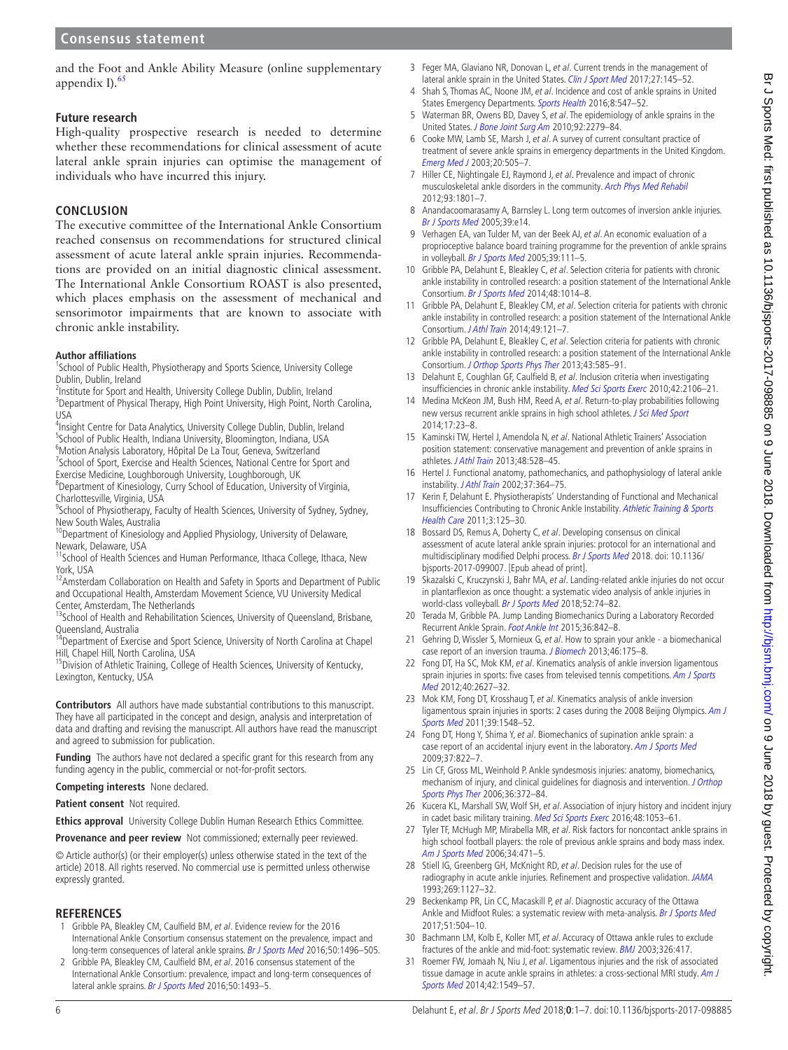and the Foot and Ankle Ability Measure (online supplementary appendix I).[65]

## Future research

High-quality prospective research is needed to determine whether these recommendations for clinical assessment of acute lateral ankle sprain injuries can optimise the management of individuals who have incurred this injury.

## CONCLUSION

The executive committee of the International Ankle Consortium reached consensus on recommendations for structured clinical assessment of acute lateral ankle sprain injuries. Recommendations are provided on an initial diagnostic clinical assessment. The International Ankle Consortium ROAST is also presented, which places emphasis on the assessment of mechanical and sensorimotor impairments that are known to associate with chronic ankle instability.

**Author affiliations**

[1]School of Public Health, Physiotherapy and Sports Science, University College Dublin, Dublin, Ireland
[2]Institute for Sport and Health, University College Dublin, Dublin, Ireland
[3]Department of Physical Therapy, High Point University, High Point, North Carolina, USA
[4]Insight Centre for Data Analytics, University College Dublin, Dublin, Ireland
[5]School of Public Health, Indiana University, Bloomington, Indiana, USA
[6]Motion Analysis Laboratory, Hôpital De La Tour, Geneva, Switzerland
[7]School of Sport, Exercise and Health Sciences, National Centre for Sport and Exercise Medicine, Loughborough University, Loughborough, UK
[8]Department of Kinesiology, Curry School of Education, University of Virginia, Charlottesville, Virginia, USA
[9]School of Physiotherapy, Faculty of Health Sciences, University of Sydney, Sydney, New South Wales, Australia
[10]Department of Kinesiology and Applied Physiology, University of Delaware, Newark, Delaware, USA
[11]School of Health Sciences and Human Performance, Ithaca College, Ithaca, New York, USA
[12]Amsterdam Collaboration on Health and Safety in Sports and Department of Public and Occupational Health, Amsterdam Movement Science, VU University Medical Center, Amsterdam, The Netherlands
[13]School of Health and Rehabilitation Sciences, University of Queensland, Brisbane, Queensland, Australia
[14]Department of Exercise and Sport Science, University of North Carolina at Chapel Hill, Chapel Hill, North Carolina, USA
[15]Division of Athletic Training, College of Health Sciences, University of Kentucky, Lexington, Kentucky, USA

**Contributors** All authors have made substantial contributions to this manuscript. They have all participated in the concept and design, analysis and interpretation of data and drafting and revising the manuscript. All authors have read the manuscript and agreed to submission for publication.

**Funding** The authors have not declared a specific grant for this research from any funding agency in the public, commercial or not-for-profit sectors.

**Competing interests** None declared.

**Patient consent** Not required.

**Ethics approval** University College Dublin Human Research Ethics Committee.

**Provenance and peer review** Not commissioned; externally peer reviewed.

© Article author(s) (or their employer(s) unless otherwise stated in the text of the article) 2018. All rights reserved. No commercial use is permitted unless otherwise expressly granted.

## REFERENCES

1. Gribble PA, Bleakley CM, Caulfield BM, *et al*. Evidence review for the 2016 International Ankle Consortium consensus statement on the prevalence, impact and long-term consequences of lateral ankle sprains. *Br J Sports Med* 2016;50:1496–505.
2. Gribble PA, Bleakley CM, Caulfield BM, *et al*. 2016 consensus statement of the International Ankle Consortium: prevalence, impact and long-term consequences of lateral ankle sprains. *Br J Sports Med* 2016;50:1493–5.
3. Feger MA, Glaviano NR, Donovan L, *et al*. Current trends in the management of lateral ankle sprain in the United States. *Clin J Sport Med* 2017;27:145–52.
4. Shah S, Thomas AC, Noone JM, *et al*. Incidence and cost of ankle sprains in United States Emergency Departments. *Sports Health* 2016;8:547–52.
5. Waterman BR, Owens BD, Davey S, *et al*. The epidemiology of ankle sprains in the United States. *J Bone Joint Surg Am* 2010;92:2279–84.
6. Cooke MW, Lamb SE, Marsh J, *et al*. A survey of current consultant practice of treatment of severe ankle sprains in emergency departments in the United Kingdom. *Emerg Med J* 2003;20:505–7.
7. Hiller CE, Nightingale EJ, Raymond J, *et al*. Prevalence and impact of chronic musculoskeletal ankle disorders in the community. *Arch Phys Med Rehabil* 2012;93:1801–7.
8. Anandacoomarasamy A, Barnsley L. Long term outcomes of inversion ankle injuries. *Br J Sports Med* 2005;39:e14.
9. Verhagen EA, van Tulder M, van der Beek AJ, *et al*. An economic evaluation of a proprioceptive balance board training programme for the prevention of ankle sprains in volleyball. *Br J Sports Med* 2005;39:111–5.
10. Gribble PA, Delahunt E, Bleakley C, *et al*. Selection criteria for patients with chronic ankle instability in controlled research: a position statement of the International Ankle Consortium. *Br J Sports Med* 2014;48:1014–8.
11. Gribble PA, Delahunt E, Bleakley CM, *et al*. Selection criteria for patients with chronic ankle instability in controlled research: a position statement of the International Ankle Consortium. *J Athl Train* 2014;49:121–7.
12. Gribble PA, Delahunt E, Bleakley C, *et al*. Selection criteria for patients with chronic ankle instability in controlled research: a position statement of the International Ankle Consortium. *J Orthop Sports Phys Ther* 2013;43:585–91.
13. Delahunt E, Coughlan GF, Caulfield B, *et al*. Inclusion criteria when investigating insufficiencies in chronic ankle instability. *Med Sci Sports Exerc* 2010;42:2106–21.
14. Medina McKeon JM, Bush HM, Reed A, *et al*. Return-to-play probabilities following new versus recurrent ankle sprains in high school athletes. *J Sci Med Sport* 2014;17:23–8.
15. Kaminski TW, Hertel J, Amendola N, *et al*. National Athletic Trainers' Association position statement: conservative management and prevention of ankle sprains in athletes. *J Athl Train* 2013;48:528–45.
16. Hertel J. Functional anatomy, pathomechanics, and pathophysiology of lateral ankle instability. *J Athl Train* 2002;37:364–75.
17. Kerin F, Delahunt E. Physiotherapists' Understanding of Functional and Mechanical Insufficiencies Contributing to Chronic Ankle Instability. *Athletic Training & Sports Health Care* 2011;3:125–30.
18. Bossard DS, Remus A, Doherty C, *et al*. Developing consensus on clinical assessment of acute lateral ankle sprain injuries: protocol for an international and multidisciplinary modified Delphi process. *Br J Sports Med* 2018. doi: 10.1136/bjsports-2017-099007. [Epub ahead of print].
19. Skazalski C, Kruczynski J, Bahr MA, *et al*. Landing-related ankle injuries do not occur in plantarflexion as once thought: a systematic video analysis of ankle injuries in world-class volleyball. *Br J Sports Med* 2018;52:74–82.
20. Terada M, Gribble PA. Jump Landing Biomechanics During a Laboratory Recorded Recurrent Ankle Sprain. *Foot Ankle Int* 2015;36:842–8.
21. Gehring D, Wissler S, Mornieux G, *et al*. How to sprain your ankle - a biomechanical case report of an inversion trauma. *J Biomech* 2013;46:175–8.
22. Fong DT, Ha SC, Mok KM, *et al*. Kinematics analysis of ankle inversion ligamentous sprain injuries in sports: five cases from televised tennis competitions. *Am J Sports Med* 2012;40:2627–32.
23. Mok KM, Fong DT, Krosshaug T, *et al*. Kinematics analysis of ankle inversion ligamentous sprain injuries in sports: 2 cases during the 2008 Beijing Olympics. *Am J Sports Med* 2011;39:1548–52.
24. Fong DT, Hong Y, Shima Y, *et al*. Biomechanics of supination ankle sprain: a case report of an accidental injury event in the laboratory. *Am J Sports Med* 2009;37:822–7.
25. Lin CF, Gross ML, Weinhold P. Ankle syndesmosis injuries: anatomy, biomechanics, mechanism of injury, and clinical guidelines for diagnosis and intervention. *J Orthop Sports Phys Ther* 2006;36:372–84.
26. Kucera KL, Marshall SW, Wolf SH, *et al*. Association of injury history and incident injury in cadet basic military training. *Med Sci Sports Exerc* 2016;48:1053–61.
27. Tyler TF, McHugh MP, Mirabella MR, *et al*. Risk factors for noncontact ankle sprains in high school football players: the role of previous ankle sprains and body mass index. *Am J Sports Med* 2006;34:471–5.
28. Stiell IG, Greenberg GH, McKnight RD, *et al*. Decision rules for the use of radiography in acute ankle injuries. Refinement and prospective validation. *JAMA* 1993;269:1127–32.
29. Beckenkamp PR, Lin CC, Macaskill P, *et al*. Diagnostic accuracy of the Ottawa Ankle and Midfoot Rules: a systematic review with meta-analysis. *Br J Sports Med* 2017;51:504–10.
30. Bachmann LM, Kolb E, Koller MT, *et al*. Accuracy of Ottawa ankle rules to exclude fractures of the ankle and mid-foot: systematic review. *BMJ* 2003;326:417.
31. Roemer FW, Jomaah N, Niu J, *et al*. Ligamentous injuries and the risk of associated tissue damage in acute ankle sprains in athletes: a cross-sectional MRI study. *Am J Sports Med* 2014;42:1549–57.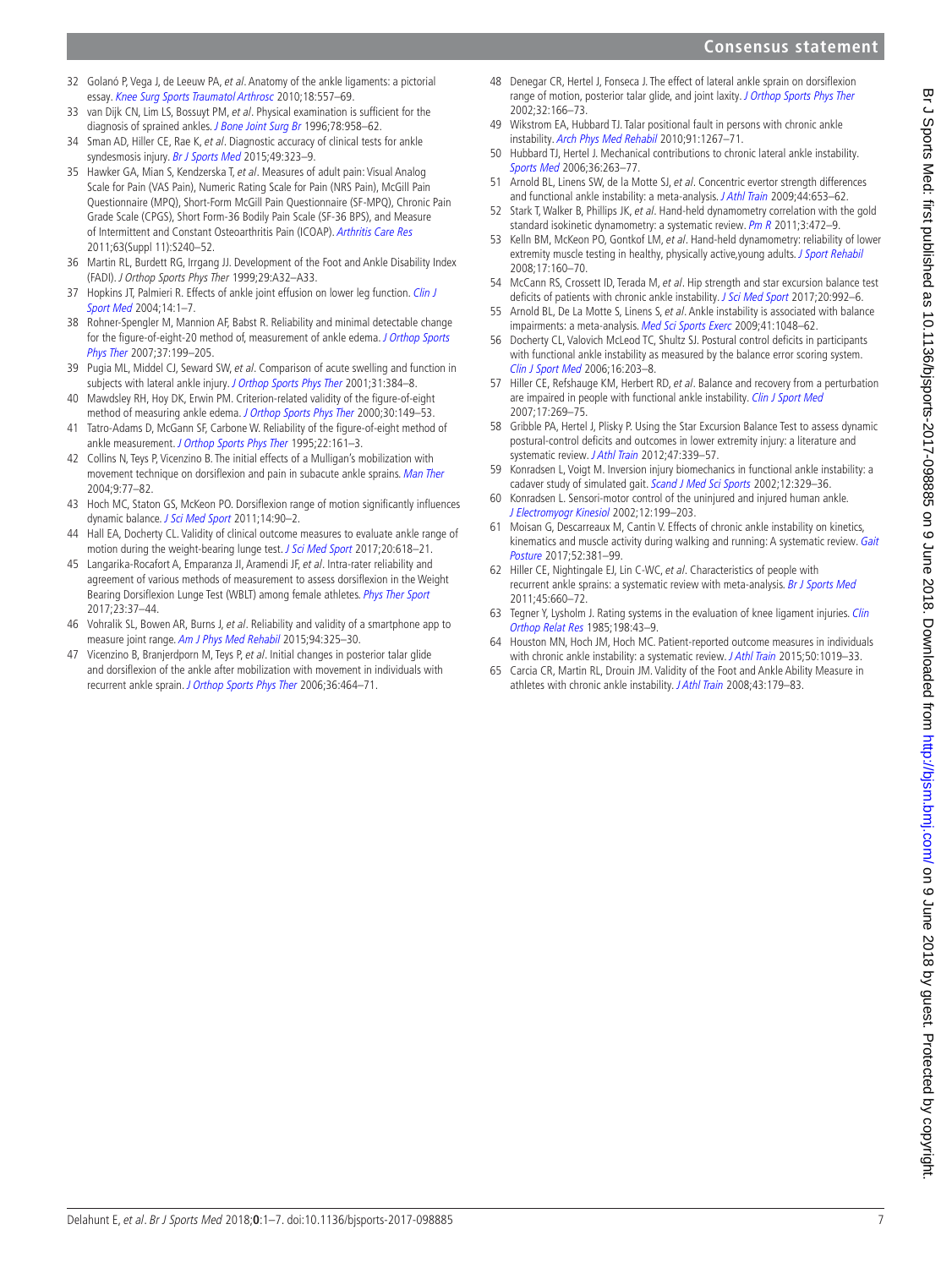32 Golanó P, Vega J, de Leeuw PA, *et al*. Anatomy of the ankle ligaments: a pictorial essay. *Knee Surg Sports Traumatol Arthrosc* 2010;18:557–69.
33 van Dijk CN, Lim LS, Bossuyt PM, *et al*. Physical examination is sufficient for the diagnosis of sprained ankles. *J Bone Joint Surg Br* 1996;78:958–62.
34 Sman AD, Hiller CE, Rae K, *et al*. Diagnostic accuracy of clinical tests for ankle syndesmosis injury. *Br J Sports Med* 2015;49:323–9.
35 Hawker GA, Mian S, Kendzerska T, *et al*. Measures of adult pain: Visual Analog Scale for Pain (VAS Pain), Numeric Rating Scale for Pain (NRS Pain), McGill Pain Questionnaire (MPQ), Short-Form McGill Pain Questionnaire (SF-MPQ), Chronic Pain Grade Scale (CPGS), Short Form-36 Bodily Pain Scale (SF-36 BPS), and Measure of Intermittent and Constant Osteoarthritis Pain (ICOAP). *Arthritis Care Res* 2011;63(Suppl 11):S240–52.
36 Martin RL, Burdett RG, Irrgang JJ. Development of the Foot and Ankle Disability Index (FADI). *J Orthop Sports Phys Ther* 1999;29:A32–A33.
37 Hopkins JT, Palmieri R. Effects of ankle joint effusion on lower leg function. *Clin J Sport Med* 2004;14:1–7.
38 Rohner-Spengler M, Mannion AF, Babst R. Reliability and minimal detectable change for the figure-of-eight-20 method of, measurement of ankle edema. *J Orthop Sports Phys Ther* 2007;37:199–205.
39 Pugia ML, Middel CJ, Seward SW, *et al*. Comparison of acute swelling and function in subjects with lateral ankle injury. *J Orthop Sports Phys Ther* 2001;31:384–8.
40 Mawdsley RH, Hoy DK, Erwin PM. Criterion-related validity of the figure-of-eight method of measuring ankle edema. *J Orthop Sports Phys Ther* 2000;30:149–53.
41 Tatro-Adams D, McGann SF, Carbone W. Reliability of the figure-of-eight method of ankle measurement. *J Orthop Sports Phys Ther* 1995;22:161–3.
42 Collins N, Teys P, Vicenzino B. The initial effects of a Mulligan's mobilization with movement technique on dorsiflexion and pain in subacute ankle sprains. *Man Ther* 2004;9:77–82.
43 Hoch MC, Staton GS, McKeon PO. Dorsiflexion range of motion significantly influences dynamic balance. *J Sci Med Sport* 2011;14:90–2.
44 Hall EA, Docherty CL. Validity of clinical outcome measures to evaluate ankle range of motion during the weight-bearing lunge test. *J Sci Med Sport* 2017;20:618–21.
45 Langarika-Rocafort A, Emparanza JI, Aramendi JF, *et al*. Intra-rater reliability and agreement of various methods of measurement to assess dorsiflexion in the Weight Bearing Dorsiflexion Lunge Test (WBLT) among female athletes. *Phys Ther Sport* 2017;23:37–44.
46 Vohralik SL, Bowen AR, Burns J, *et al*. Reliability and validity of a smartphone app to measure joint range. *Am J Phys Med Rehabil* 2015;94:325–30.
47 Vicenzino B, Branjerdporn M, Teys P, *et al*. Initial changes in posterior talar glide and dorsiflexion of the ankle after mobilization with movement in individuals with recurrent ankle sprain. *J Orthop Sports Phys Ther* 2006;36:464–71.
48 Denegar CR, Hertel J, Fonseca J. The effect of lateral ankle sprain on dorsiflexion range of motion, posterior talar glide, and joint laxity. *J Orthop Sports Phys Ther* 2002;32:166–73.
49 Wikstrom EA, Hubbard TJ. Talar positional fault in persons with chronic ankle instability. *Arch Phys Med Rehabil* 2010;91:1267–71.
50 Hubbard TJ, Hertel J. Mechanical contributions to chronic lateral ankle instability. *Sports Med* 2006;36:263–77.
51 Arnold BL, Linens SW, de la Motte SJ, *et al*. Concentric evertor strength differences and functional ankle instability: a meta-analysis. *J Athl Train* 2009;44:653–62.
52 Stark T, Walker B, Phillips JK, *et al*. Hand-held dynamometry correlation with the gold standard isokinetic dynamometry: a systematic review. *Pm R* 2011;3:472–9.
53 Kelln BM, McKeon PO, Gontkof LM, *et al*. Hand-held dynamometry: reliability of lower extremity muscle testing in healthy, physically active,young adults. *J Sport Rehabil* 2008;17:160–70.
54 McCann RS, Crossett ID, Terada M, *et al*. Hip strength and star excursion balance test deficits of patients with chronic ankle instability. *J Sci Med Sport* 2017;20:992–6.
55 Arnold BL, De La Motte S, Linens S, *et al*. Ankle instability is associated with balance impairments: a meta-analysis. *Med Sci Sports Exerc* 2009;41:1048–62.
56 Docherty CL, Valovich McLeod TC, Shultz SJ. Postural control deficits in participants with functional ankle instability as measured by the balance error scoring system. *Clin J Sport Med* 2006;16:203–8.
57 Hiller CE, Refshauge KM, Herbert RD, *et al*. Balance and recovery from a perturbation are impaired in people with functional ankle instability. *Clin J Sport Med* 2007;17:269–75.
58 Gribble PA, Hertel J, Plisky P. Using the Star Excursion Balance Test to assess dynamic postural-control deficits and outcomes in lower extremity injury: a literature and systematic review. *J Athl Train* 2012;47:339–57.
59 Konradsen L, Voigt M. Inversion injury biomechanics in functional ankle instability: a cadaver study of simulated gait. *Scand J Med Sci Sports* 2002;12:329–36.
60 Konradsen L. Sensori-motor control of the uninjured and injured human ankle. *J Electromyogr Kinesiol* 2002;12:199–203.
61 Moisan G, Descarreaux M, Cantin V. Effects of chronic ankle instability on kinetics, kinematics and muscle activity during walking and running: A systematic review. *Gait Posture* 2017;52:381–99.
62 Hiller CE, Nightingale EJ, Lin C-WC, *et al*. Characteristics of people with recurrent ankle sprains: a systematic review with meta-analysis. *Br J Sports Med* 2011;45:660–72.
63 Tegner Y, Lysholm J. Rating systems in the evaluation of knee ligament injuries. *Clin Orthop Relat Res* 1985;198:43–9.
64 Houston MN, Hoch JM, Hoch MC. Patient-reported outcome measures in individuals with chronic ankle instability: a systematic review. *J Athl Train* 2015;50:1019–33.
65 Carcia CR, Martin RL, Drouin JM. Validity of the Foot and Ankle Ability Measure in athletes with chronic ankle instability. *J Athl Train* 2008;43:179–83.